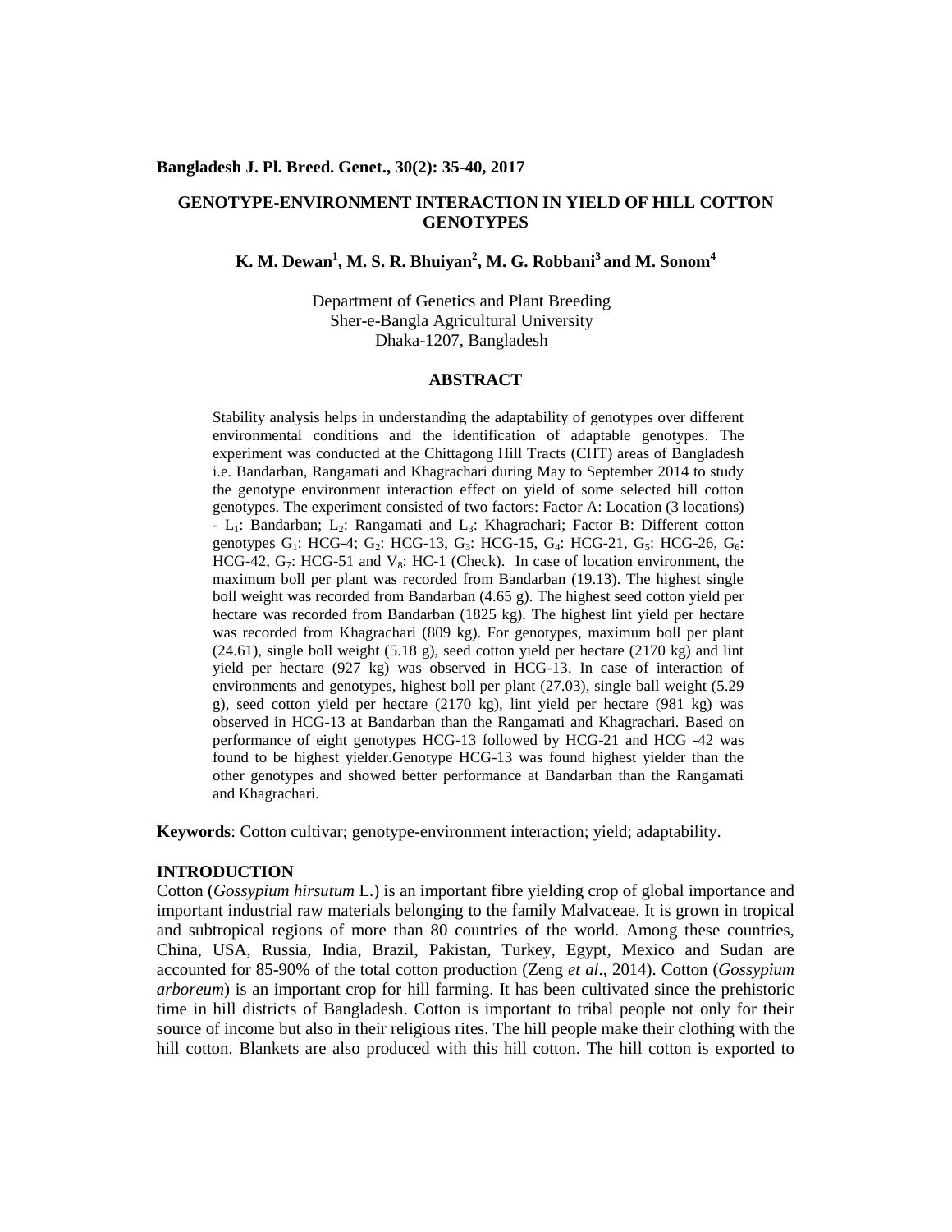# GENOTYPE-ENVIRONMENT INTERACTION IN YIELD OF HILL COTTON GENOTYPES

**K. M. Dewan[1], M. S. R. Bhuiyan[2], M. G. Robbani[3] and M. Sonom[4]**

Department of Genetics and Plant Breeding
Sher-e-Bangla Agricultural University
Dhaka-1207, Bangladesh

## ABSTRACT

Stability analysis helps in understanding the adaptability of genotypes over different environmental conditions and the identification of adaptable genotypes. The experiment was conducted at the Chittagong Hill Tracts (CHT) areas of Bangladesh i.e. Bandarban, Rangamati and Khagrachari during May to September 2014 to study the genotype environment interaction effect on yield of some selected hill cotton genotypes. The experiment consisted of two factors: Factor A: Location (3 locations) - $L_1$: Bandarban; $L_2$: Rangamati and $L_3$: Khagrachari; Factor B: Different cotton genotypes $G_1$: HCG-4; $G_2$: HCG-13, $G_3$: HCG-15, $G_4$: HCG-21, $G_5$: HCG-26, $G_6$: HCG-42, $G_7$: HCG-51 and $V_8$: HC-1 (Check). In case of location environment, the maximum boll per plant was recorded from Bandarban (19.13). The highest single boll weight was recorded from Bandarban (4.65 g). The highest seed cotton yield per hectare was recorded from Bandarban (1825 kg). The highest lint yield per hectare was recorded from Khagrachari (809 kg). For genotypes, maximum boll per plant (24.61), single boll weight (5.18 g), seed cotton yield per hectare (2170 kg) and lint yield per hectare (927 kg) was observed in HCG-13. In case of interaction of environments and genotypes, highest boll per plant (27.03), single ball weight (5.29 g), seed cotton yield per hectare (2170 kg), lint yield per hectare (981 kg) was observed in HCG-13 at Bandarban than the Rangamati and Khagrachari. Based on performance of eight genotypes HCG-13 followed by HCG-21 and HCG -42 was found to be highest yielder.Genotype HCG-13 was found highest yielder than the other genotypes and showed better performance at Bandarban than the Rangamati and Khagrachari.

**Keywords**: Cotton cultivar; genotype-environment interaction; yield; adaptability.

## INTRODUCTION

Cotton (*Gossypium hirsutum* L.) is an important fibre yielding crop of global importance and important industrial raw materials belonging to the family Malvaceae. It is grown in tropical and subtropical regions of more than 80 countries of the world. Among these countries, China, USA, Russia, India, Brazil, Pakistan, Turkey, Egypt, Mexico and Sudan are accounted for 85-90% of the total cotton production (Zeng *et al*., 2014). Cotton (*Gossypium arboreum*) is an important crop for hill farming. It has been cultivated since the prehistoric time in hill districts of Bangladesh. Cotton is important to tribal people not only for their source of income but also in their religious rites. The hill people make their clothing with the hill cotton. Blankets are also produced with this hill cotton. The hill cotton is exported to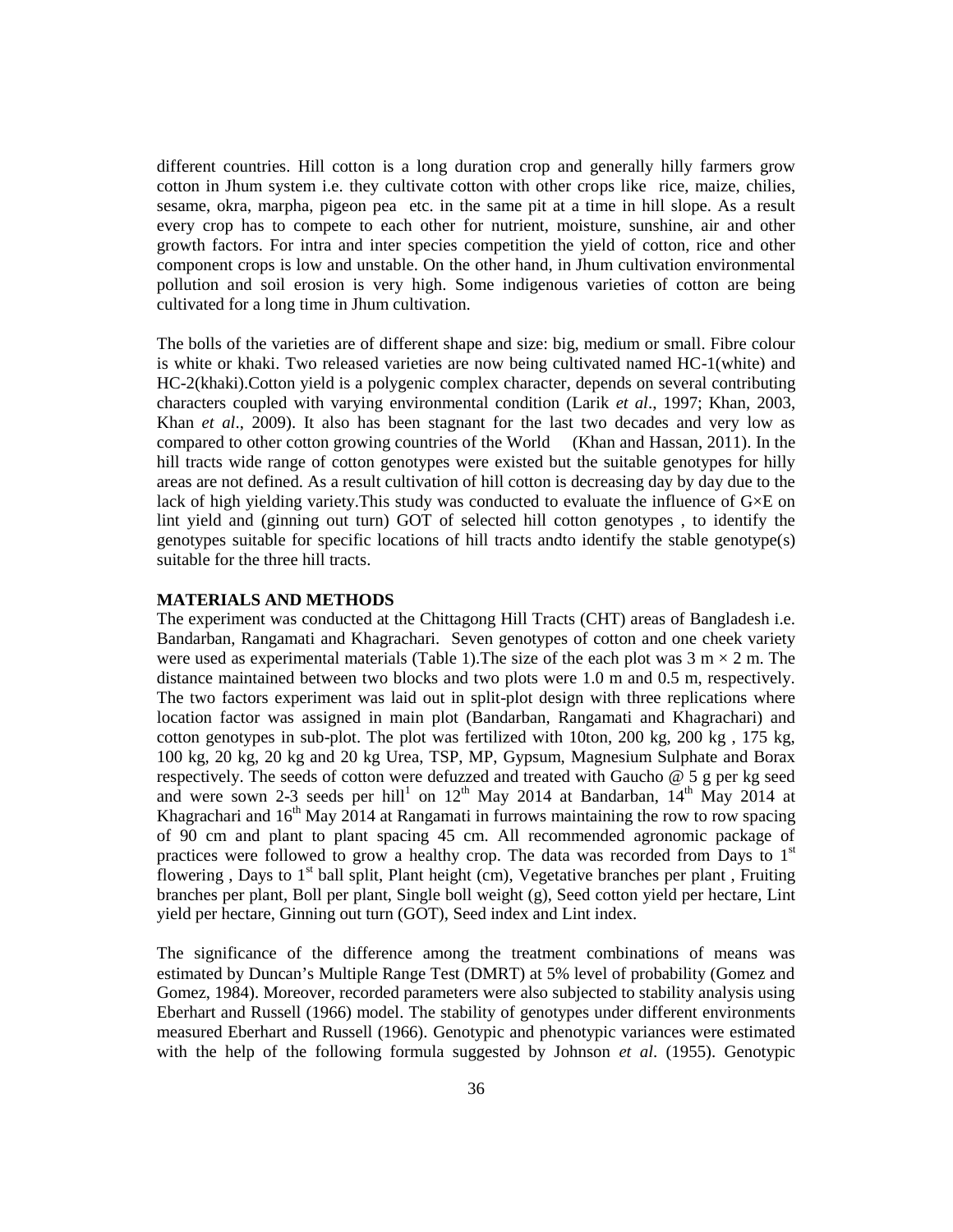different countries. Hill cotton is a long duration crop and generally hilly farmers grow cotton in Jhum system i.e. they cultivate cotton with other crops like rice, maize, chilies, sesame, okra, marpha, pigeon pea etc. in the same pit at a time in hill slope. As a result every crop has to compete to each other for nutrient, moisture, sunshine, air and other growth factors. For intra and inter species competition the yield of cotton, rice and other component crops is low and unstable. On the other hand, in Jhum cultivation environmental pollution and soil erosion is very high. Some indigenous varieties of cotton are being cultivated for a long time in Jhum cultivation.

The bolls of the varieties are of different shape and size: big, medium or small. Fibre colour is white or khaki. Two released varieties are now being cultivated named HC-1(white) and HC-2(khaki).Cotton yield is a polygenic complex character, depends on several contributing characters coupled with varying environmental condition (Larik *et al*., 1997; Khan, 2003, Khan *et al*., 2009). It also has been stagnant for the last two decades and very low as compared to other cotton growing countries of the World (Khan and Hassan, 2011). In the hill tracts wide range of cotton genotypes were existed but the suitable genotypes for hilly areas are not defined. As a result cultivation of hill cotton is decreasing day by day due to the lack of high yielding variety.This study was conducted to evaluate the influence of G×E on lint yield and (ginning out turn) GOT of selected hill cotton genotypes , to identify the genotypes suitable for specific locations of hill tracts andto identify the stable genotype(s) suitable for the three hill tracts.

## MATERIALS AND METHODS

The experiment was conducted at the Chittagong Hill Tracts (CHT) areas of Bangladesh i.e. Bandarban, Rangamati and Khagrachari. Seven genotypes of cotton and one cheek variety were used as experimental materials (Table 1).The size of the each plot was 3 m × 2 m. The distance maintained between two blocks and two plots were 1.0 m and 0.5 m, respectively. The two factors experiment was laid out in split-plot design with three replications where location factor was assigned in main plot (Bandarban, Rangamati and Khagrachari) and cotton genotypes in sub-plot. The plot was fertilized with 10ton, 200 kg, 200 kg , 175 kg, 100 kg, 20 kg, 20 kg and 20 kg Urea, TSP, MP, Gypsum, Magnesium Sulphate and Borax respectively. The seeds of cotton were defuzzed and treated with Gaucho @ 5 g per kg seed and were sown 2-3 seeds per hill[1] on 12th May 2014 at Bandarban, 14th May 2014 at Khagrachari and 16th May 2014 at Rangamati in furrows maintaining the row to row spacing of 90 cm and plant to plant spacing 45 cm. All recommended agronomic package of practices were followed to grow a healthy crop. The data was recorded from Days to 1st flowering , Days to 1st ball split, Plant height (cm), Vegetative branches per plant , Fruiting branches per plant, Boll per plant, Single boll weight (g), Seed cotton yield per hectare, Lint yield per hectare, Ginning out turn (GOT), Seed index and Lint index.

The significance of the difference among the treatment combinations of means was estimated by Duncan's Multiple Range Test (DMRT) at 5% level of probability (Gomez and Gomez, 1984). Moreover, recorded parameters were also subjected to stability analysis using Eberhart and Russell (1966) model. The stability of genotypes under different environments measured Eberhart and Russell (1966). Genotypic and phenotypic variances were estimated with the help of the following formula suggested by Johnson *et al*. (1955). Genotypic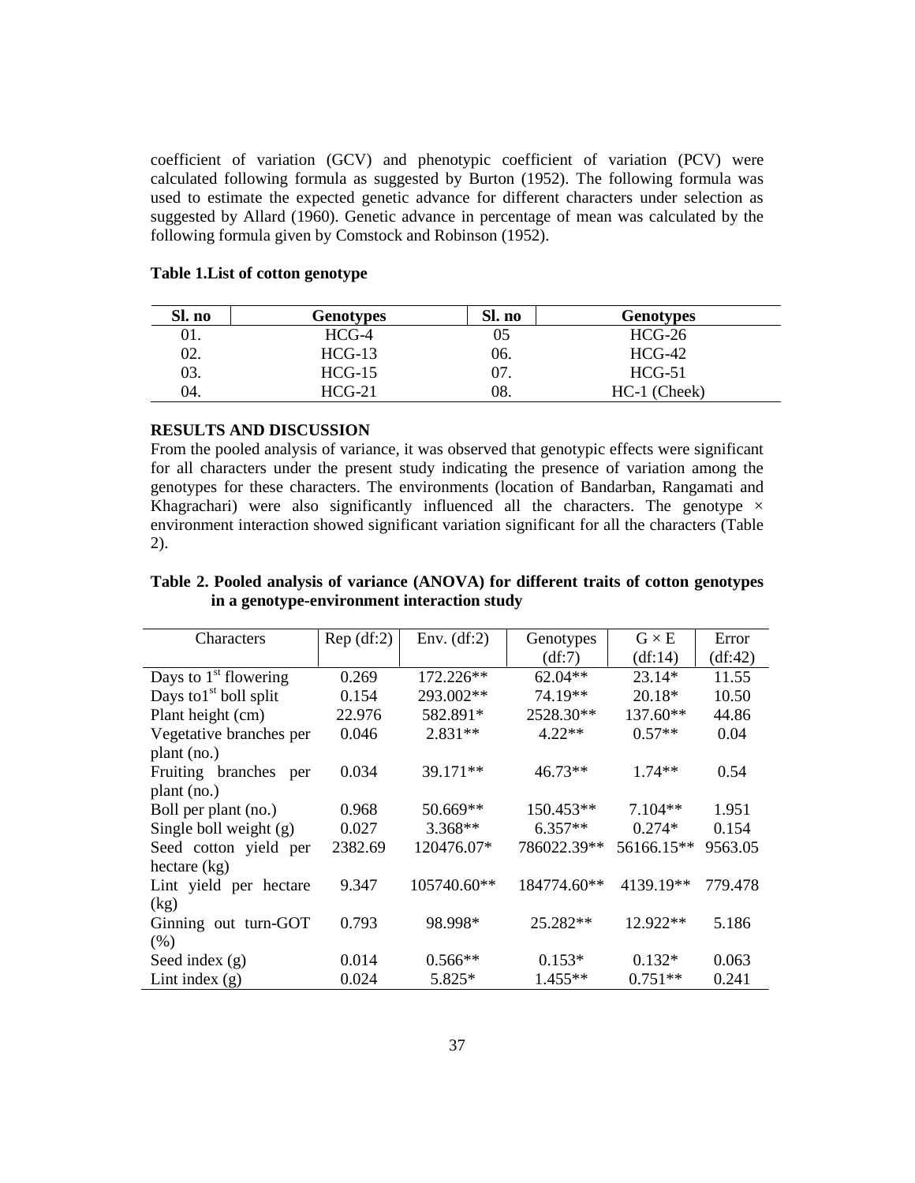coefficient of variation (GCV) and phenotypic coefficient of variation (PCV) were calculated following formula as suggested by Burton (1952). The following formula was used to estimate the expected genetic advance for different characters under selection as suggested by Allard (1960). Genetic advance in percentage of mean was calculated by the following formula given by Comstock and Robinson (1952).

**Table 1.List of cotton genotype**

| Sl. no | Genotypes | Sl. no | Genotypes |
|---|---|---|---|
| 01. | HCG-4 | 05 | HCG-26 |
| 02. | HCG-13 | 06. | HCG-42 |
| 03. | HCG-15 | 07. | HCG-51 |
| 04. | HCG-21 | 08. | HC-1 (Cheek) |

## RESULTS AND DISCUSSION

From the pooled analysis of variance, it was observed that genotypic effects were significant for all characters under the present study indicating the presence of variation among the genotypes for these characters. The environments (location of Bandarban, Rangamati and Khagrachari) were also significantly influenced all the characters. The genotype × environment interaction showed significant variation significant for all the characters (Table 2).

**Table 2. Pooled analysis of variance (ANOVA) for different traits of cotton genotypes in a genotype-environment interaction study**

| Characters | Rep (df:2) | Env. (df:2) | Genotypes (df:7) | G × E (df:14) | Error (df:42) |
|---|---|---|---|---|---|
| Days to 1$^{st}$ flowering | 0.269 | 172.226** | 62.04** | 23.14* | 11.55 |
| Days to1$^{st}$ boll split | 0.154 | 293.002** | 74.19** | 20.18* | 10.50 |
| Plant height (cm) | 22.976 | 582.891* | 2528.30** | 137.60** | 44.86 |
| Vegetative branches per plant (no.) | 0.046 | 2.831** | 4.22** | 0.57** | 0.04 |
| Fruiting branches per plant (no.) | 0.034 | 39.171** | 46.73** | 1.74** | 0.54 |
| Boll per plant (no.) | 0.968 | 50.669** | 150.453** | 7.104** | 1.951 |
| Single boll weight (g) | 0.027 | 3.368** | 6.357** | 0.274* | 0.154 |
| Seed cotton yield per hectare (kg) | 2382.69 | 120476.07* | 786022.39** | 56166.15** | 9563.05 |
| Lint yield per hectare (kg) | 9.347 | 105740.60** | 184774.60** | 4139.19** | 779.478 |
| Ginning out turn-GOT (%) | 0.793 | 98.998* | 25.282** | 12.922** | 5.186 |
| Seed index (g) | 0.014 | 0.566** | 0.153* | 0.132* | 0.063 |
| Lint index (g) | 0.024 | 5.825* | 1.455** | 0.751** | 0.241 |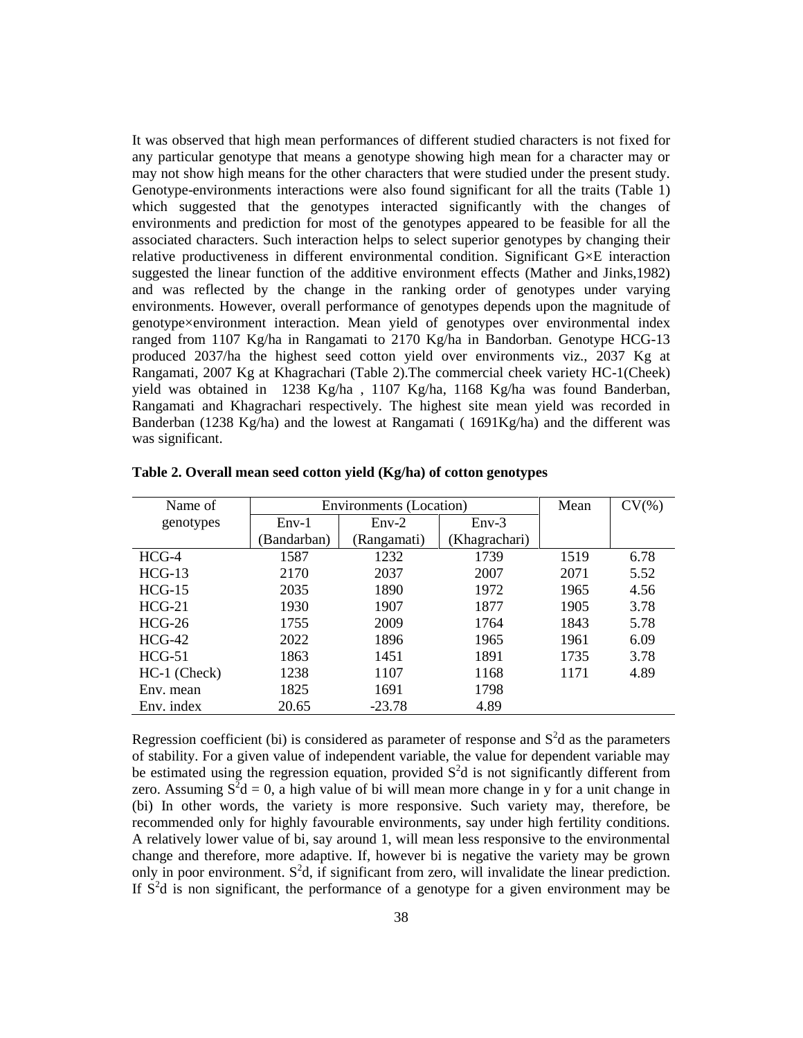It was observed that high mean performances of different studied characters is not fixed for any particular genotype that means a genotype showing high mean for a character may or may not show high means for the other characters that were studied under the present study. Genotype-environments interactions were also found significant for all the traits (Table 1) which suggested that the genotypes interacted significantly with the changes of environments and prediction for most of the genotypes appeared to be feasible for all the associated characters. Such interaction helps to select superior genotypes by changing their relative productiveness in different environmental condition. Significant G×E interaction suggested the linear function of the additive environment effects (Mather and Jinks,1982) and was reflected by the change in the ranking order of genotypes under varying environments. However, overall performance of genotypes depends upon the magnitude of genotype×environment interaction. Mean yield of genotypes over environmental index ranged from 1107 Kg/ha in Rangamati to 2170 Kg/ha in Bandorban. Genotype HCG-13 produced 2037/ha the highest seed cotton yield over environments viz., 2037 Kg at Rangamati, 2007 Kg at Khagrachari (Table 2).The commercial cheek variety HC-1(Cheek) yield was obtained in 1238 Kg/ha , 1107 Kg/ha, 1168 Kg/ha was found Banderban, Rangamati and Khagrachari respectively. The highest site mean yield was recorded in Banderban (1238 Kg/ha) and the lowest at Rangamati ( 1691Kg/ha) and the different was was significant.

**Table 2. Overall mean seed cotton yield (Kg/ha) of cotton genotypes**

| Name of genotypes | Environments (Location) | | | Mean | CV(%) |
|---|---|---|---|---|---|
| | Env-1 (Bandarban) | Env-2 (Rangamati) | Env-3 (Khagrachari) | | |
| HCG-4 | 1587 | 1232 | 1739 | 1519 | 6.78 |
| HCG-13 | 2170 | 2037 | 2007 | 2071 | 5.52 |
| HCG-15 | 2035 | 1890 | 1972 | 1965 | 4.56 |
| HCG-21 | 1930 | 1907 | 1877 | 1905 | 3.78 |
| HCG-26 | 1755 | 2009 | 1764 | 1843 | 5.78 |
| HCG-42 | 2022 | 1896 | 1965 | 1961 | 6.09 |
| HCG-51 | 1863 | 1451 | 1891 | 1735 | 3.78 |
| HC-1 (Check) | 1238 | 1107 | 1168 | 1171 | 4.89 |
| Env. mean | 1825 | 1691 | 1798 | | |
| Env. index | 20.65 | -23.78 | 4.89 | | |

Regression coefficient (bi) is considered as parameter of response and $S^2d$ as the parameters of stability. For a given value of independent variable, the value for dependent variable may be estimated using the regression equation, provided $S^2d$ is not significantly different from zero. Assuming $S^2d = 0$, a high value of bi will mean more change in y for a unit change in (bi) In other words, the variety is more responsive. Such variety may, therefore, be recommended only for highly favourable environments, say under high fertility conditions. A relatively lower value of bi, say around 1, will mean less responsive to the environmental change and therefore, more adaptive. If, however bi is negative the variety may be grown only in poor environment. $S^2d$, if significant from zero, will invalidate the linear prediction. If $S^2d$ is non significant, the performance of a genotype for a given environment may be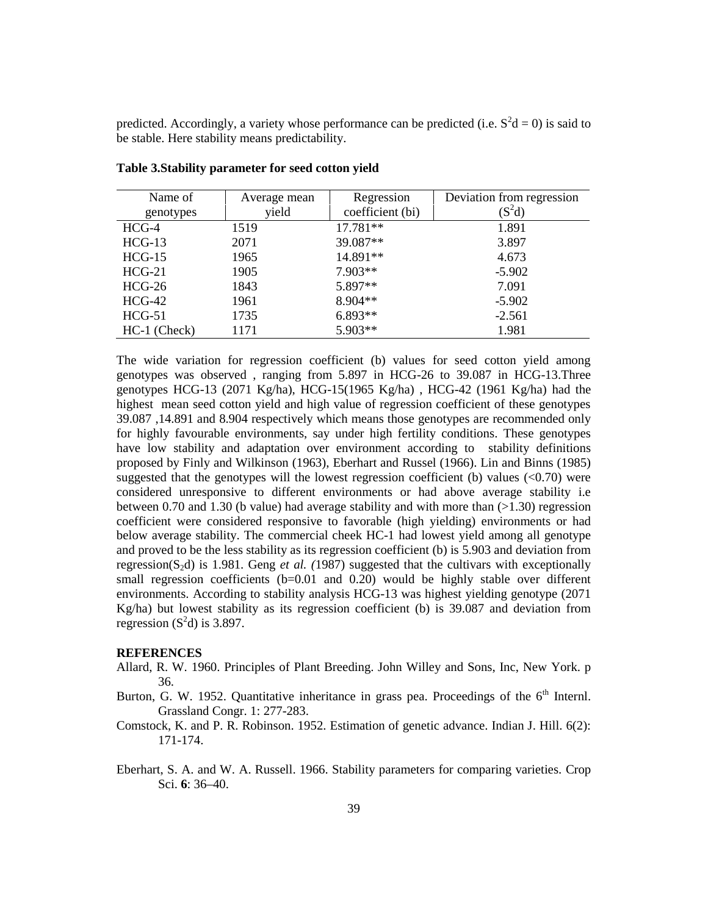predicted. Accordingly, a variety whose performance can be predicted (i.e. $S^2d = 0$) is said to be stable. Here stability means predictability.

**Table 3.Stability parameter for seed cotton yield**

| Name of genotypes | Average mean yield | Regression coefficient (bi) | Deviation from regression ($S^2d$) |
|---|---|---|---|
| HCG-4 | 1519 | 17.781** | 1.891 |
| HCG-13 | 2071 | 39.087** | 3.897 |
| HCG-15 | 1965 | 14.891** | 4.673 |
| HCG-21 | 1905 | 7.903** | -5.902 |
| HCG-26 | 1843 | 5.897** | 7.091 |
| HCG-42 | 1961 | 8.904** | -5.902 |
| HCG-51 | 1735 | 6.893** | -2.561 |
| HC-1 (Check) | 1171 | 5.903** | 1.981 |

The wide variation for regression coefficient (b) values for seed cotton yield among genotypes was observed , ranging from 5.897 in HCG-26 to 39.087 in HCG-13.Three genotypes HCG-13 (2071 Kg/ha), HCG-15(1965 Kg/ha) , HCG-42 (1961 Kg/ha) had the highest mean seed cotton yield and high value of regression coefficient of these genotypes 39.087 ,14.891 and 8.904 respectively which means those genotypes are recommended only for highly favourable environments, say under high fertility conditions. These genotypes have low stability and adaptation over environment according to stability definitions proposed by Finly and Wilkinson (1963), Eberhart and Russel (1966). Lin and Binns (1985) suggested that the genotypes will the lowest regression coefficient (b) values (<0.70) were considered unresponsive to different environments or had above average stability i.e between 0.70 and 1.30 (b value) had average stability and with more than (>1.30) regression coefficient were considered responsive to favorable (high yielding) environments or had below average stability. The commercial cheek HC-1 had lowest yield among all genotype and proved to be the less stability as its regression coefficient (b) is 5.903 and deviation from regression($S_2d$) is 1.981. Geng *et al. (*1987) suggested that the cultivars with exceptionally small regression coefficients (b=0.01 and 0.20) would be highly stable over different environments. According to stability analysis HCG-13 was highest yielding genotype (2071 Kg/ha) but lowest stability as its regression coefficient (b) is 39.087 and deviation from regression ($S^2d$) is 3.897.

**REFERENCES**

Allard, R. W. 1960. Principles of Plant Breeding. John Willey and Sons, Inc, New York. p 36.

Burton, G. W. 1952. Quantitative inheritance in grass pea. Proceedings of the 6th Internl. Grassland Congr. 1: 277-283.

Comstock, K. and P. R. Robinson. 1952. Estimation of genetic advance. Indian J. Hill. 6(2): 171-174.

Eberhart, S. A. and W. A. Russell. 1966. Stability parameters for comparing varieties. Crop Sci. **6**: 36–40.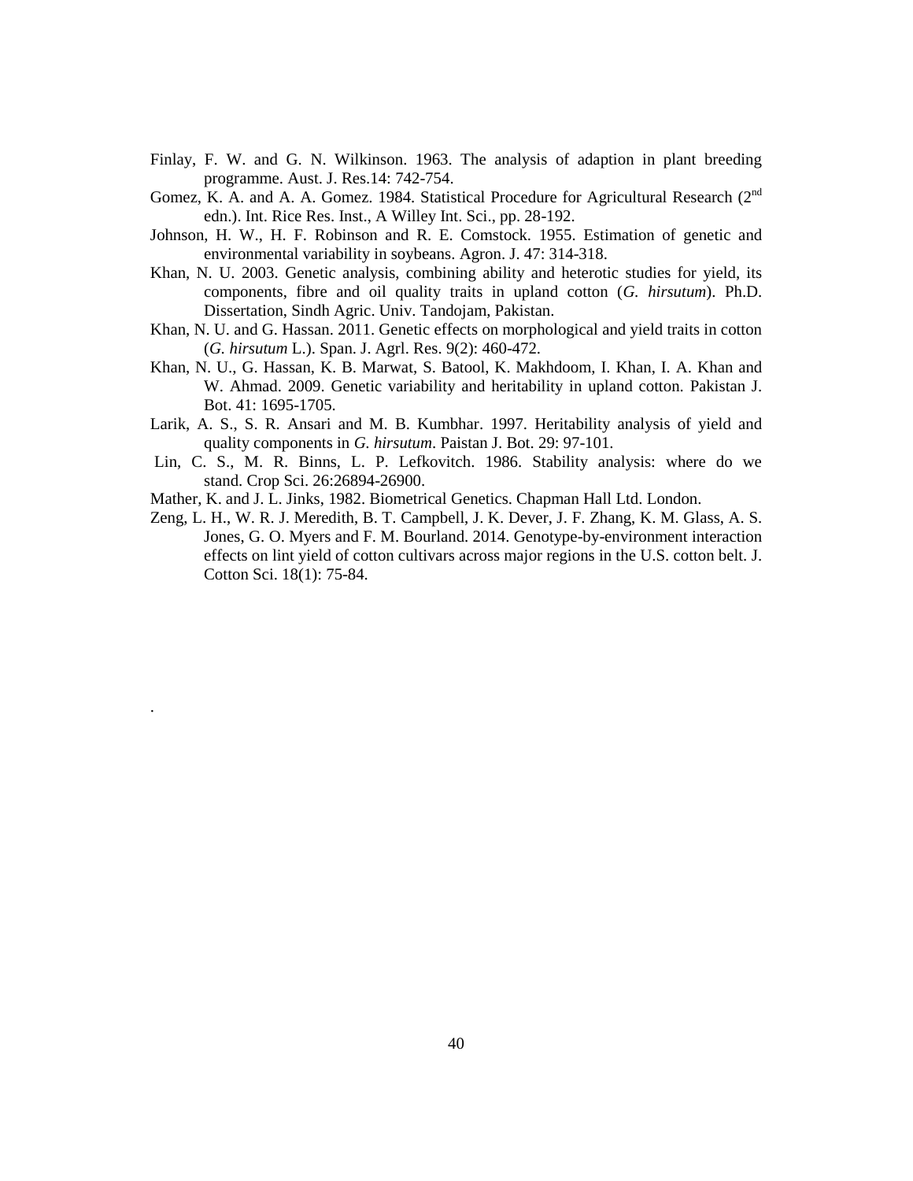Finlay, F. W. and G. N. Wilkinson. 1963. The analysis of adaption in plant breeding programme. Aust. J. Res.14: 742-754.

Gomez, K. A. and A. A. Gomez. 1984. Statistical Procedure for Agricultural Research (2[nd] edn.). Int. Rice Res. Inst., A Willey Int. Sci., pp. 28-192.

Johnson, H. W., H. F. Robinson and R. E. Comstock. 1955. Estimation of genetic and environmental variability in soybeans. Agron. J. 47: 314-318.

Khan, N. U. 2003. Genetic analysis, combining ability and heterotic studies for yield, its components, fibre and oil quality traits in upland cotton (*G. hirsutum*). Ph.D. Dissertation, Sindh Agric. Univ. Tandojam, Pakistan.

Khan, N. U. and G. Hassan. 2011. Genetic effects on morphological and yield traits in cotton (*G. hirsutum* L.). Span. J. Agrl. Res. 9(2): 460-472.

Khan, N. U., G. Hassan, K. B. Marwat, S. Batool, K. Makhdoom, I. Khan, I. A. Khan and W. Ahmad. 2009. Genetic variability and heritability in upland cotton. Pakistan J. Bot. 41: 1695-1705.

Larik, A. S., S. R. Ansari and M. B. Kumbhar. 1997. Heritability analysis of yield and quality components in *G. hirsutum*. Paistan J. Bot. 29: 97-101.

Lin, C. S., M. R. Binns, L. P. Lefkovitch. 1986. Stability analysis: where do we stand. Crop Sci. 26:26894-26900.

Mather, K. and J. L. Jinks, 1982. Biometrical Genetics. Chapman Hall Ltd. London.

Zeng, L. H., W. R. J. Meredith, B. T. Campbell, J. K. Dever, J. F. Zhang, K. M. Glass, A. S. Jones, G. O. Myers and F. M. Bourland. 2014. Genotype-by-environment interaction effects on lint yield of cotton cultivars across major regions in the U.S. cotton belt. J. Cotton Sci. 18(1): 75-84.